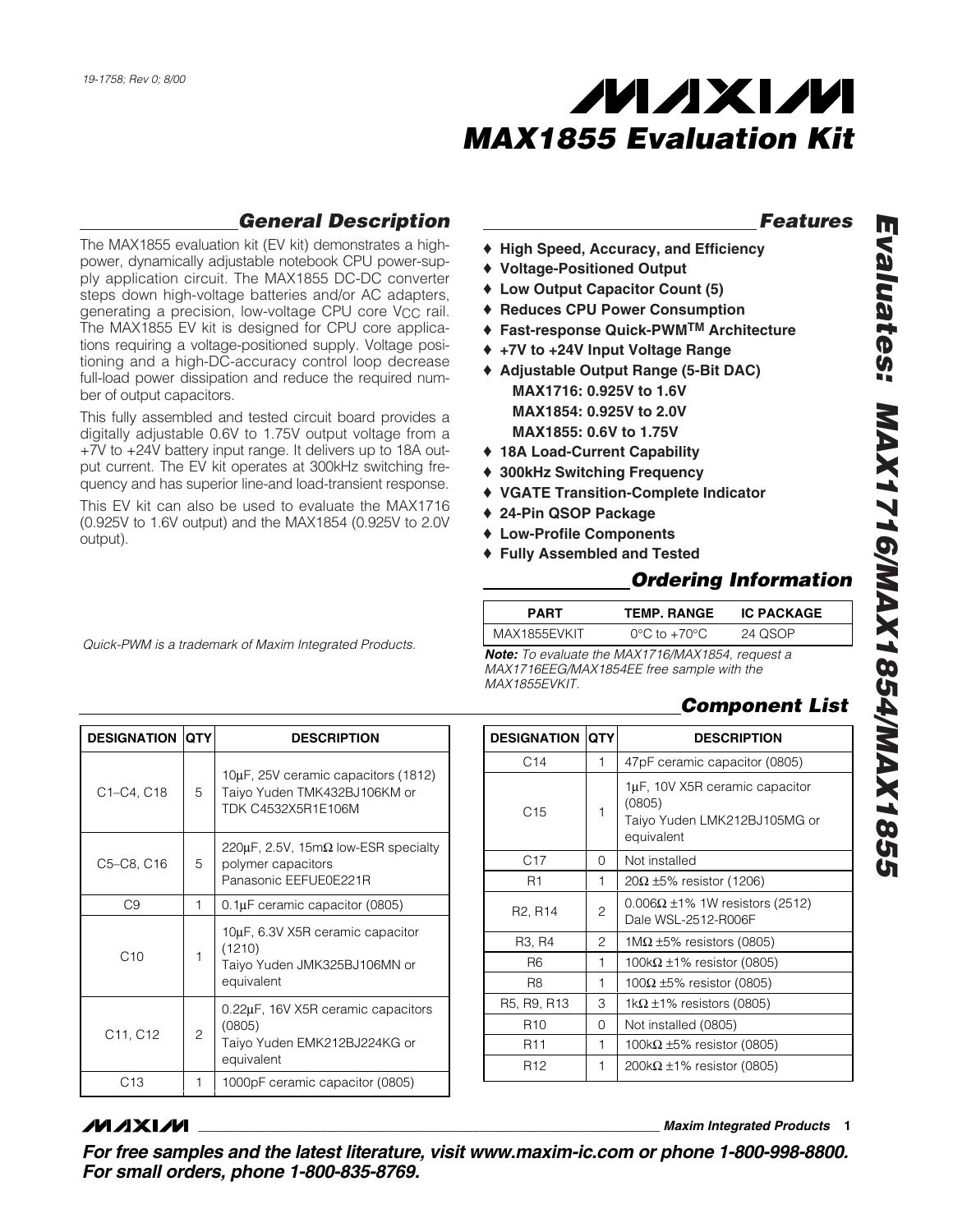# MAX1855 Evaluation Kit

*Evaluates: MAX1716/MAX1854/MAX1855*

## General Description

The MAX1855 evaluation kit (EV kit) demonstrates a high-power, dynamically adjustable notebook CPU power-supply application circuit. The MAX1855 DC-DC converter steps down high-voltage batteries and/or AC adapters, generating a precision, low-voltage CPU core $V_{CC}$ rail. The MAX1855 EV kit is designed for CPU core applications requiring a voltage-positioned supply. Voltage positioning and a high-DC-accuracy control loop decrease full-load power dissipation and reduce the required number of output capacitors.

This fully assembled and tested circuit board provides a digitally adjustable 0.6V to 1.75V output voltage from a +7V to +24V battery input range. It delivers up to 18A output current. The EV kit operates at 300kHz switching frequency and has superior line-and load-transient response.

This EV kit can also be used to evaluate the MAX1716 (0.925V to 1.6V output) and the MAX1854 (0.925V to 2.0V output).

*Quick-PWM is a trademark of Maxim Integrated Products.*

## Features

- ♦ High Speed, Accuracy, and Efficiency
- ♦ Voltage-Positioned Output
- ♦ Low Output Capacitor Count (5)
- ♦ Reduces CPU Power Consumption
- ♦ Fast-response Quick-PWM™ Architecture
- ♦ +7V to +24V Input Voltage Range
- ♦ Adjustable Output Range (5-Bit DAC)
  - MAX1716: 0.925V to 1.6V
  - MAX1854: 0.925V to 2.0V
  - MAX1855: 0.6V to 1.75V
- ♦ 18A Load-Current Capability
- ♦ 300kHz Switching Frequency
- ♦ VGATE Transition-Complete Indicator
- ♦ 24-Pin QSOP Package
- ♦ Low-Profile Components
- ♦ Fully Assembled and Tested

## Ordering Information

| PART | TEMP. RANGE | IC PACKAGE |
|---|---|---|
| MAX1855EVKIT | 0°C to +70°C | 24 QSOP |

***Note:*** *To evaluate the MAX1716/MAX1854, request a MAX1716EEG/MAX1854EE free sample with the MAX1855EVKIT.*

## Component List

| DESIGNATION | QTY | DESCRIPTION |
|---|---|---|
| C1–C4, C18 | 5 | 10µF, 25V ceramic capacitors (1812) Taiyo Yuden TMK432BJ106KM or TDK C4532X5R1E106M |
| C5–C8, C16 | 5 | 220µF, 2.5V, 15mΩ low-ESR specialty polymer capacitors Panasonic EEFUE0E221R |
| C9 | 1 | 0.1µF ceramic capacitor (0805) |
| C10 | 1 | 10µF, 6.3V X5R ceramic capacitor (1210) Taiyo Yuden JMK325BJ106MN or equivalent |
| C11, C12 | 2 | 0.22µF, 16V X5R ceramic capacitors (0805) Taiyo Yuden EMK212BJ224KG or equivalent |
| C13 | 1 | 1000pF ceramic capacitor (0805) |
| C14 | 1 | 47pF ceramic capacitor (0805) |
| C15 | 1 | 1µF, 10V X5R ceramic capacitor (0805) Taiyo Yuden LMK212BJ105MG or equivalent |
| C17 | 0 | Not installed |
| R1 | 1 | 20Ω ±5% resistor (1206) |
| R2, R14 | 2 | 0.006Ω ±1% 1W resistors (2512) Dale WSL-2512-R006F |
| R3, R4 | 2 | 1MΩ ±5% resistors (0805) |
| R6 | 1 | 100kΩ ±1% resistor (0805) |
| R8 | 1 | 100Ω ±5% resistor (0805) |
| R5, R9, R13 | 3 | 1kΩ ±1% resistors (0805) |
| R10 | 0 | Not installed (0805) |
| R11 | 1 | 100kΩ ±5% resistor (0805) |
| R12 | 1 | 200kΩ ±1% resistor (0805) |

***For free samples and the latest literature, visit www.maxim-ic.com or phone 1-800-998-8800. For small orders, phone 1-800-835-8769.***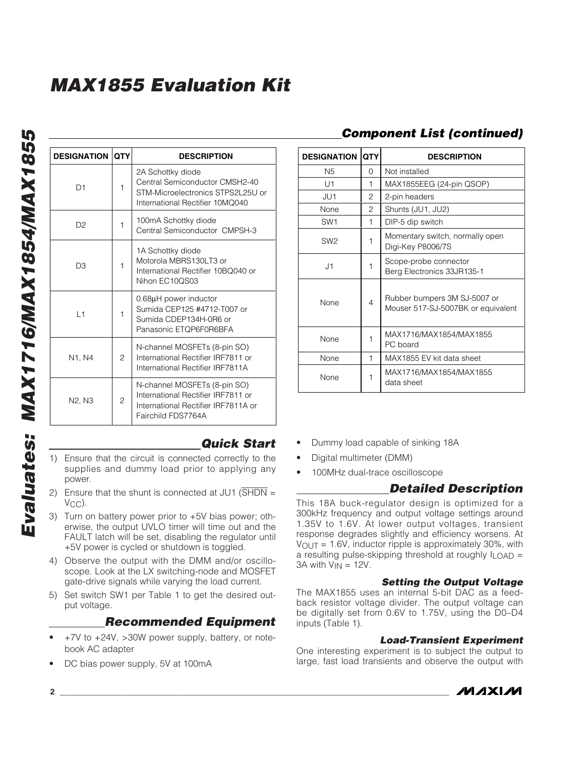## Component List (continued)

| DESIGNATION | QTY | DESCRIPTION |
|---|---|---|
| D1 | 1 | 2A Schottky diode Central Semiconductor CMSH2-40 STM-Microelectronics STPS2L25U or International Rectifier 10MQ040 |
| D2 | 1 | 100mA Schottky diode Central Semiconductor CMPSH-3 |
| D3 | 1 | 1A Schottky diode Motorola MBRS130LT3 or International Rectifier 10BQ040 or Nihon EC10QS03 |
| L1 | 1 | 0.68µH power inductor Sumida CEP125 #4712-T007 or Sumida CDEP134H-0R6 or Panasonic ETQP6F0R6BFA |
| N1, N4 | 2 | N-channel MOSFETs (8-pin SO) International Rectifier IRF7811 or International Rectifier IRF7811A |
| N2, N3 | 2 | N-channel MOSFETs (8-pin SO) International Rectifier IRF7811 or International Rectifier IRF7811A or Fairchild FDS7764A |
| N5 | 0 | Not installed |
| U1 | 1 | MAX1855EEG (24-pin QSOP) |
| JU1 | 2 | 2-pin headers |
| None | 2 | Shunts (JU1, JU2) |
| SW1 | 1 | DIP-5 dip switch |
| SW2 | 1 | Momentary switch, normally open Digi-Key P8006/7S |
| J1 | 1 | Scope-probe connector Berg Electronics 33JR135-1 |
| None | 4 | Rubber bumpers 3M SJ-5007 or Mouser 517-SJ-5007BK or equivalent |
| None | 1 | MAX1716/MAX1854/MAX1855 PC board |
| None | 1 | MAX1855 EV kit data sheet |
| None | 1 | MAX1716/MAX1854/MAX1855 data sheet |

## Quick Start

1) Ensure that the circuit is connected correctly to the supplies and dummy load prior to applying any power.
2) Ensure that the shunt is connected at JU1 ($\overline{SHDN}$ = $V_{CC}$).
3) Turn on battery power prior to +5V bias power; otherwise, the output UVLO timer will time out and the FAULT latch will be set, disabling the regulator until +5V power is cycled or shutdown is toggled.
4) Observe the output with the DMM and/or oscilloscope. Look at the LX switching-node and MOSFET gate-drive signals while varying the load current.
5) Set switch SW1 per Table 1 to get the desired output voltage.

## Recommended Equipment

- +7V to +24V, >30W power supply, battery, or notebook AC adapter
- DC bias power supply, 5V at 100mA
- Dummy load capable of sinking 18A
- Digital multimeter (DMM)
- 100MHz dual-trace oscilloscope

## Detailed Description

This 18A buck-regulator design is optimized for a 300kHz frequency and output voltage settings around 1.35V to 1.6V. At lower output voltages, transient response degrades slightly and efficiency worsens. At $V_{OUT}$ = 1.6V, inductor ripple is approximately 30%, with a resulting pulse-skipping threshold at roughly $I_{LOAD}$ = 3A with $V_{IN}$ = 12V.

### Setting the Output Voltage

The MAX1855 uses an internal 5-bit DAC as a feedback resistor voltage divider. The output voltage can be digitally set from 0.6V to 1.75V, using the D0–D4 inputs (Table 1).

### Load-Transient Experiment

One interesting experiment is to subject the output to large, fast load transients and observe the output with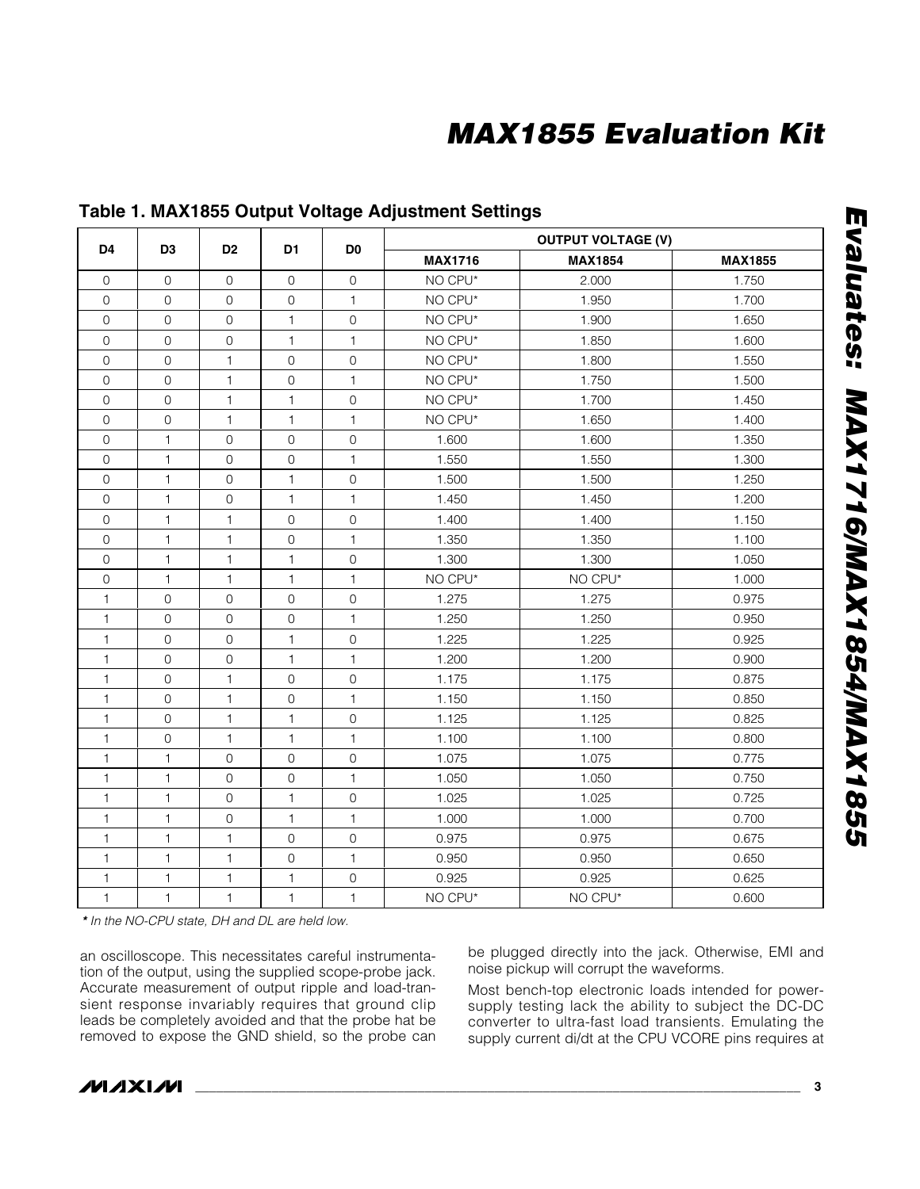## Table 1. MAX1855 Output Voltage Adjustment Settings

| D4 | D3 | D2 | D1 | D0 | OUTPUT VOLTAGE (V) | | |
|---|---|---|---|---|---|---|---|
| | | | | | MAX1716 | MAX1854 | MAX1855 |
| 0 | 0 | 0 | 0 | 0 | NO CPU* | 2.000 | 1.750 |
| 0 | 0 | 0 | 0 | 1 | NO CPU* | 1.950 | 1.700 |
| 0 | 0 | 0 | 1 | 0 | NO CPU* | 1.900 | 1.650 |
| 0 | 0 | 0 | 1 | 1 | NO CPU* | 1.850 | 1.600 |
| 0 | 0 | 1 | 0 | 0 | NO CPU* | 1.800 | 1.550 |
| 0 | 0 | 1 | 0 | 1 | NO CPU* | 1.750 | 1.500 |
| 0 | 0 | 1 | 1 | 0 | NO CPU* | 1.700 | 1.450 |
| 0 | 0 | 1 | 1 | 1 | NO CPU* | 1.650 | 1.400 |
| 0 | 1 | 0 | 0 | 0 | 1.600 | 1.600 | 1.350 |
| 0 | 1 | 0 | 0 | 1 | 1.550 | 1.550 | 1.300 |
| 0 | 1 | 0 | 1 | 0 | 1.500 | 1.500 | 1.250 |
| 0 | 1 | 0 | 1 | 1 | 1.450 | 1.450 | 1.200 |
| 0 | 1 | 1 | 0 | 0 | 1.400 | 1.400 | 1.150 |
| 0 | 1 | 1 | 0 | 1 | 1.350 | 1.350 | 1.100 |
| 0 | 1 | 1 | 1 | 0 | 1.300 | 1.300 | 1.050 |
| 0 | 1 | 1 | 1 | 1 | NO CPU* | NO CPU* | 1.000 |
| 1 | 0 | 0 | 0 | 0 | 1.275 | 1.275 | 0.975 |
| 1 | 0 | 0 | 0 | 1 | 1.250 | 1.250 | 0.950 |
| 1 | 0 | 0 | 1 | 0 | 1.225 | 1.225 | 0.925 |
| 1 | 0 | 0 | 1 | 1 | 1.200 | 1.200 | 0.900 |
| 1 | 0 | 1 | 0 | 0 | 1.175 | 1.175 | 0.875 |
| 1 | 0 | 1 | 0 | 1 | 1.150 | 1.150 | 0.850 |
| 1 | 0 | 1 | 1 | 0 | 1.125 | 1.125 | 0.825 |
| 1 | 0 | 1 | 1 | 1 | 1.100 | 1.100 | 0.800 |
| 1 | 1 | 0 | 0 | 0 | 1.075 | 1.075 | 0.775 |
| 1 | 1 | 0 | 0 | 1 | 1.050 | 1.050 | 0.750 |
| 1 | 1 | 0 | 1 | 0 | 1.025 | 1.025 | 0.725 |
| 1 | 1 | 0 | 1 | 1 | 1.000 | 1.000 | 0.700 |
| 1 | 1 | 1 | 0 | 0 | 0.975 | 0.975 | 0.675 |
| 1 | 1 | 1 | 0 | 1 | 0.950 | 0.950 | 0.650 |
| 1 | 1 | 1 | 1 | 0 | 0.925 | 0.925 | 0.625 |
| 1 | 1 | 1 | 1 | 1 | NO CPU* | NO CPU* | 0.600 |

***** *In the NO-CPU state, DH and DL are held low.*

an oscilloscope. This necessitates careful instrumentation of the output, using the supplied scope-probe jack. Accurate measurement of output ripple and load-transient response invariably requires that ground clip leads be completely avoided and that the probe hat be removed to expose the GND shield, so the probe can be plugged directly into the jack. Otherwise, EMI and noise pickup will corrupt the waveforms.

Most bench-top electronic loads intended for power-supply testing lack the ability to subject the DC-DC converter to ultra-fast load transients. Emulating the supply current di/dt at the CPU VCORE pins requires at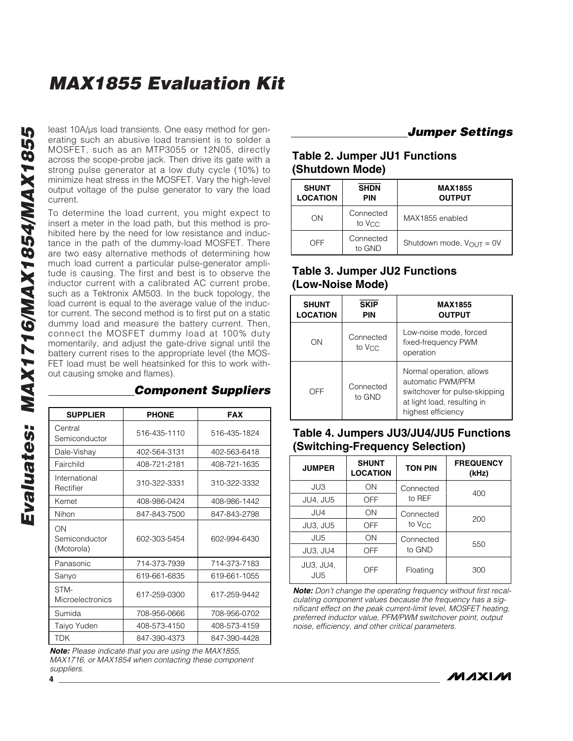least 10A/µs load transients. One easy method for generating such an abusive load transient is to solder a MOSFET, such as an MTP3055 or 12N05, directly across the scope-probe jack. Then drive its gate with a strong pulse generator at a low duty cycle (10%) to minimize heat stress in the MOSFET. Vary the high-level output voltage of the pulse generator to vary the load current.

To determine the load current, you might expect to insert a meter in the load path, but this method is prohibited here by the need for low resistance and inductance in the path of the dummy-load MOSFET. There are two easy alternative methods of determining how much load current a particular pulse-generator amplitude is causing. The first and best is to observe the inductor current with a calibrated AC current probe, such as a Tektronix AM503. In the buck topology, the load current is equal to the average value of the inductor current. The second method is to first put on a static dummy load and measure the battery current. Then, connect the MOSFET dummy load at 100% duty momentarily, and adjust the gate-drive signal until the battery current rises to the appropriate level (the MOSFET load must be well heatsinked for this to work without causing smoke and flames).

## Component Suppliers

| SUPPLIER | PHONE | FAX |
|---|---|---|
| Central Semiconductor | 516-435-1110 | 516-435-1824 |
| Dale-Vishay | 402-564-3131 | 402-563-6418 |
| Fairchild | 408-721-2181 | 408-721-1635 |
| International Rectifier | 310-322-3331 | 310-322-3332 |
| Kemet | 408-986-0424 | 408-986-1442 |
| Nihon | 847-843-7500 | 847-843-2798 |
| ON Semiconductor (Motorola) | 602-303-5454 | 602-994-6430 |
| Panasonic | 714-373-7939 | 714-373-7183 |
| Sanyo | 619-661-6835 | 619-661-1055 |
| STM-Microelectronics | 617-259-0300 | 617-259-9442 |
| Sumida | 708-956-0666 | 708-956-0702 |
| Taiyo Yuden | 408-573-4150 | 408-573-4159 |
| TDK | 847-390-4373 | 847-390-4428 |

***Note:*** *Please indicate that you are using the MAX1855, MAX1716, or MAX1854 when contacting these component suppliers.*

## Jumper Settings

### Table 2. Jumper JU1 Functions (Shutdown Mode)

| SHUNT LOCATION | $\overline{SHDN}$ PIN | MAX1855 OUTPUT |
|---|---|---|
| ON | Connected to $V_{CC}$ | MAX1855 enabled |
| OFF | Connected to GND | Shutdown mode, $V_{OUT}$ = 0V |

### Table 3. Jumper JU2 Functions (Low-Noise Mode)

| SHUNT LOCATION | $\overline{SKIP}$ PIN | MAX1855 OUTPUT |
|---|---|---|
| ON | Connected to $V_{CC}$ | Low-noise mode, forced fixed-frequency PWM operation |
| OFF | Connected to GND | Normal operation, allows automatic PWM/PFM switchover for pulse-skipping at light load, resulting in highest efficiency |

### Table 4. Jumpers JU3/JU4/JU5 Functions (Switching-Frequency Selection)

| JUMPER | SHUNT LOCATION | TON PIN | FREQUENCY (kHz) |
|---|---|---|---|
| JU3 | ON | Connected to REF | 400 |
| JU4, JU5 | OFF | | |
| JU4 | ON | Connected to $V_{CC}$ | 200 |
| JU3, JU5 | OFF | | |
| JU5 | ON | Connected to GND | 550 |
| JU3, JU4 | OFF | | |
| JU3, JU4, JU5 | OFF | Floating | 300 |

***Note:*** *Don't change the operating frequency without first recalculating component values because the frequency has a significant effect on the peak current-limit level, MOSFET heating, preferred inductor value, PFM/PWM switchover point, output noise, efficiency, and other critical parameters.*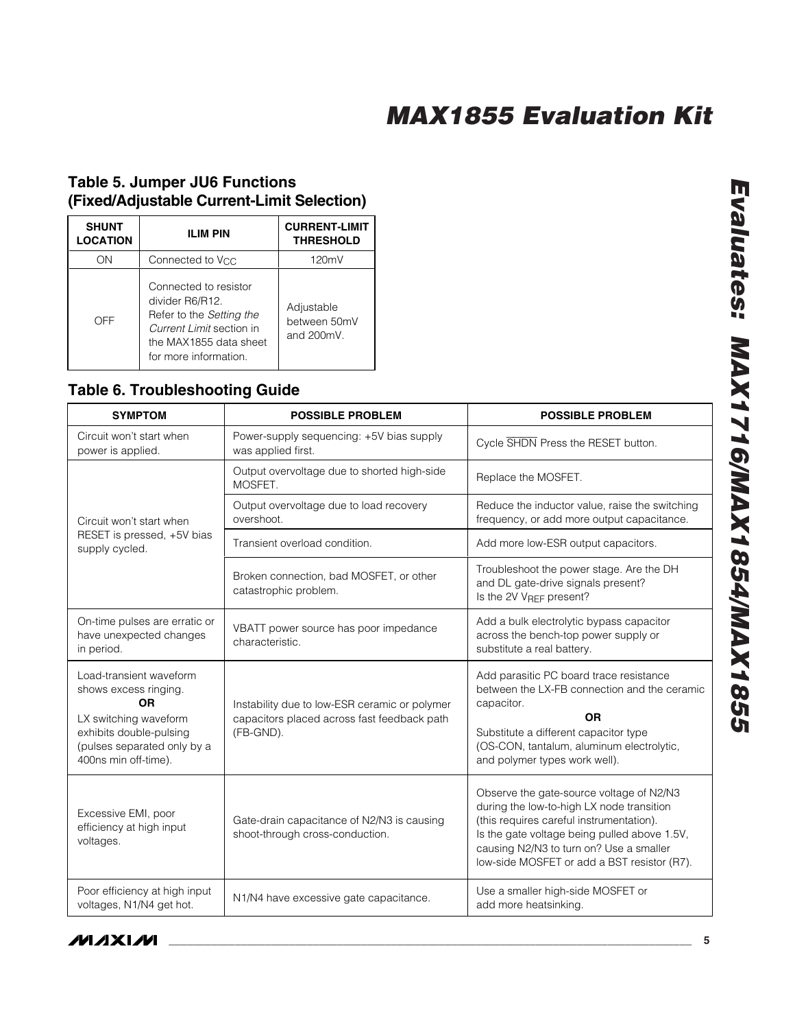## Table 5. Jumper JU6 Functions (Fixed/Adjustable Current-Limit Selection)

| SHUNT LOCATION | ILIM PIN | CURRENT-LIMIT THRESHOLD |
|---|---|---|
| ON | Connected to $V_{CC}$ | 120mV |
| OFF | Connected to resistor divider R6/R12. Refer to the *Setting the Current Limit* section in the MAX1855 data sheet for more information. | Adjustable between 50mV and 200mV. |

## Table 6. Troubleshooting Guide

| SYMPTOM | POSSIBLE PROBLEM | POSSIBLE PROBLEM |
|---|---|---|
| Circuit won't start when power is applied. | Power-supply sequencing: +5V bias supply was applied first. | Cycle $\overline{SHDN}$ Press the RESET button. |
| Circuit won't start when RESET is pressed, +5V bias supply cycled. | Output overvoltage due to shorted high-side MOSFET. | Replace the MOSFET. |
| | Output overvoltage due to load recovery overshoot. | Reduce the inductor value, raise the switching frequency, or add more output capacitance. |
| | Transient overload condition. | Add more low-ESR output capacitors. |
| | Broken connection, bad MOSFET, or other catastrophic problem. | Troubleshoot the power stage. Are the DH and DL gate-drive signals present? Is the 2V $V_{REF}$ present? |
| On-time pulses are erratic or have unexpected changes in period. | VBATT power source has poor impedance characteristic. | Add a bulk electrolytic bypass capacitor across the bench-top power supply or substitute a real battery. |
| Load-transient waveform shows excess ringing. **OR** LX switching waveform exhibits double-pulsing (pulses separated only by a 400ns min off-time). | Instability due to low-ESR ceramic or polymer capacitors placed across fast feedback path (FB-GND). | Add parasitic PC board trace resistance between the LX-FB connection and the ceramic capacitor. **OR** Substitute a different capacitor type (OS-CON, tantalum, aluminum electrolytic, and polymer types work well). |
| Excessive EMI, poor efficiency at high input voltages. | Gate-drain capacitance of N2/N3 is causing shoot-through cross-conduction. | Observe the gate-source voltage of N2/N3 during the low-to-high LX node transition (this requires careful instrumentation). Is the gate voltage being pulled above 1.5V, causing N2/N3 to turn on? Use a smaller low-side MOSFET or add a BST resistor (R7). |
| Poor efficiency at high input voltages, N1/N4 get hot. | N1/N4 have excessive gate capacitance. | Use a smaller high-side MOSFET or add more heatsinking. |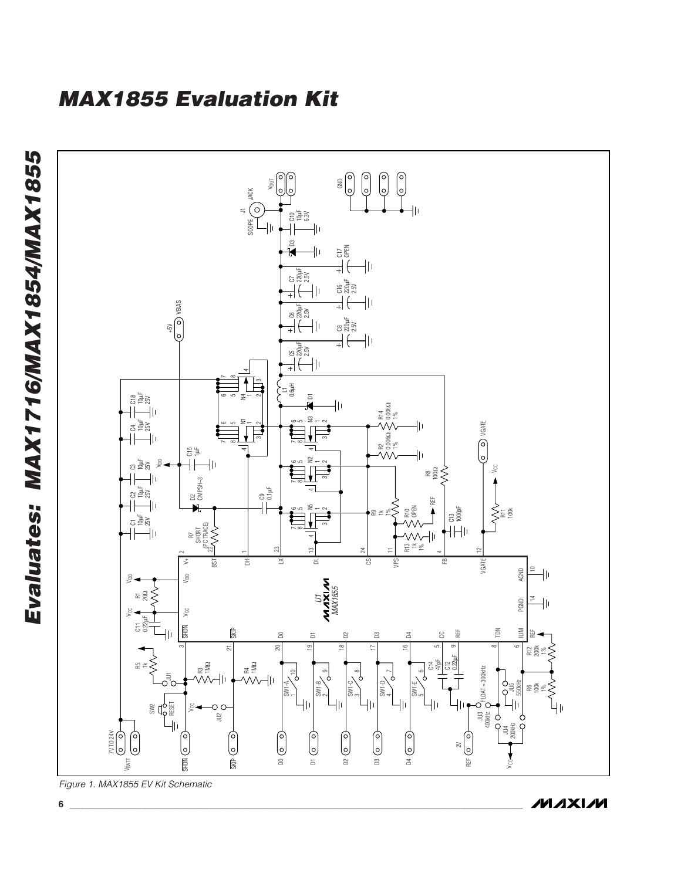## MAX1855 Evaluation Kit

Figure 1. MAX1855 EV Kit Schematic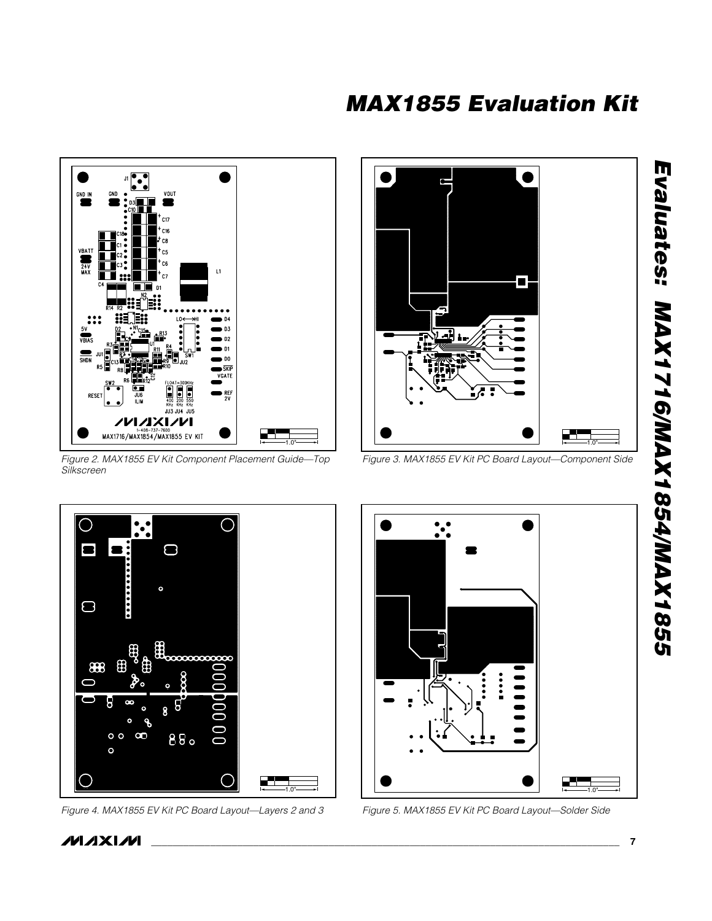Figure 2. MAX1855 EV Kit Component Placement Guide—Top Silkscreen

Figure 3. MAX1855 EV Kit PC Board Layout—Component Side

Figure 4. MAX1855 EV Kit PC Board Layout—Layers 2 and 3

Figure 5. MAX1855 EV Kit PC Board Layout—Solder Side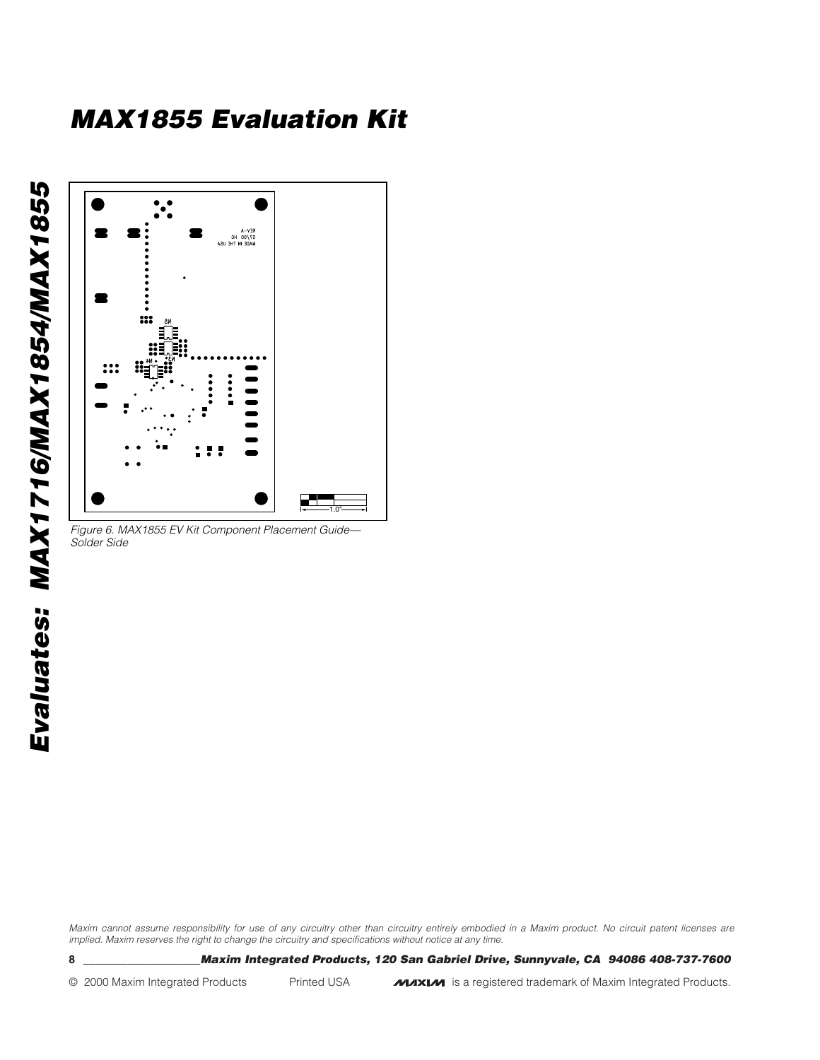# MAX1855 Evaluation Kit

REV-A
07/00 HG
MADE IN THE USA

1.0"

*Figure 6. MAX1855 EV Kit Component Placement Guide—Solder Side*

*Maxim cannot assume responsibility for use of any circuitry other than circuitry entirely embodied in a Maxim product. No circuit patent licenses are implied. Maxim reserves the right to change the circuitry and specifications without notice at any time.*

***Maxim Integrated Products, 120 San Gabriel Drive, Sunnyvale, CA 94086 408-737-7600***

© 2000 Maxim Integrated Products Printed USA MAXIM is a registered trademark of Maxim Integrated Products.